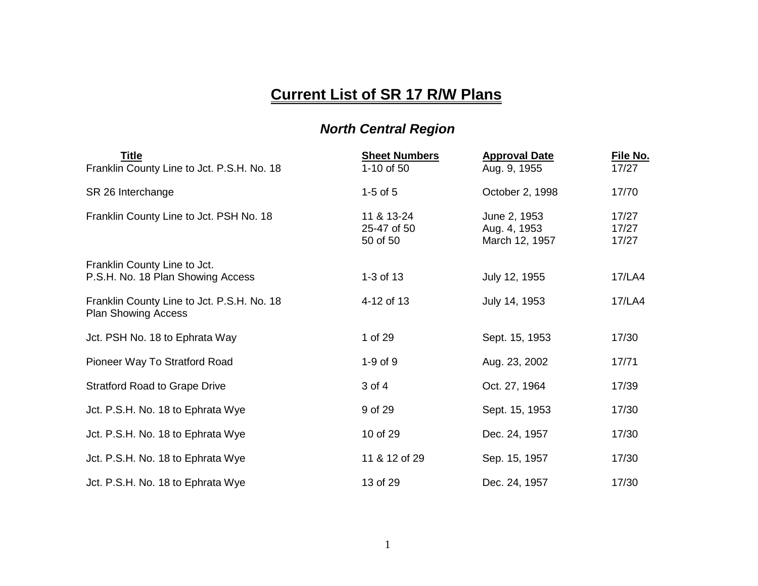# Current List of SR 17 R/W Plans

## *North Central Region*

| Title | Sheet Numbers | Approval Date | File No. |
|---|---|---|---|
| Franklin County Line to Jct. P.S.H. No. 18 | 1-10 of 50 | Aug. 9, 1955 | 17/27 |
| SR 26 Interchange | 1-5 of 5 | October 2, 1998 | 17/70 |
| Franklin County Line to Jct. PSH No. 18 | 11 & 13-24 | June 2, 1953 | 17/27 |
| | 25-47 of 50 | Aug. 4, 1953 | 17/27 |
| | 50 of 50 | March 12, 1957 | 17/27 |
| Franklin County Line to Jct. P.S.H. No. 18 Plan Showing Access | 1-3 of 13 | July 12, 1955 | 17/LA4 |
| Franklin County Line to Jct. P.S.H. No. 18 Plan Showing Access | 4-12 of 13 | July 14, 1953 | 17/LA4 |
| Jct. PSH No. 18 to Ephrata Way | 1 of 29 | Sept. 15, 1953 | 17/30 |
| Pioneer Way To Stratford Road | 1-9 of 9 | Aug. 23, 2002 | 17/71 |
| Stratford Road to Grape Drive | 3 of 4 | Oct. 27, 1964 | 17/39 |
| Jct. P.S.H. No. 18 to Ephrata Wye | 9 of 29 | Sept. 15, 1953 | 17/30 |
| Jct. P.S.H. No. 18 to Ephrata Wye | 10 of 29 | Dec. 24, 1957 | 17/30 |
| Jct. P.S.H. No. 18 to Ephrata Wye | 11 & 12 of 29 | Sep. 15, 1957 | 17/30 |
| Jct. P.S.H. No. 18 to Ephrata Wye | 13 of 29 | Dec. 24, 1957 | 17/30 |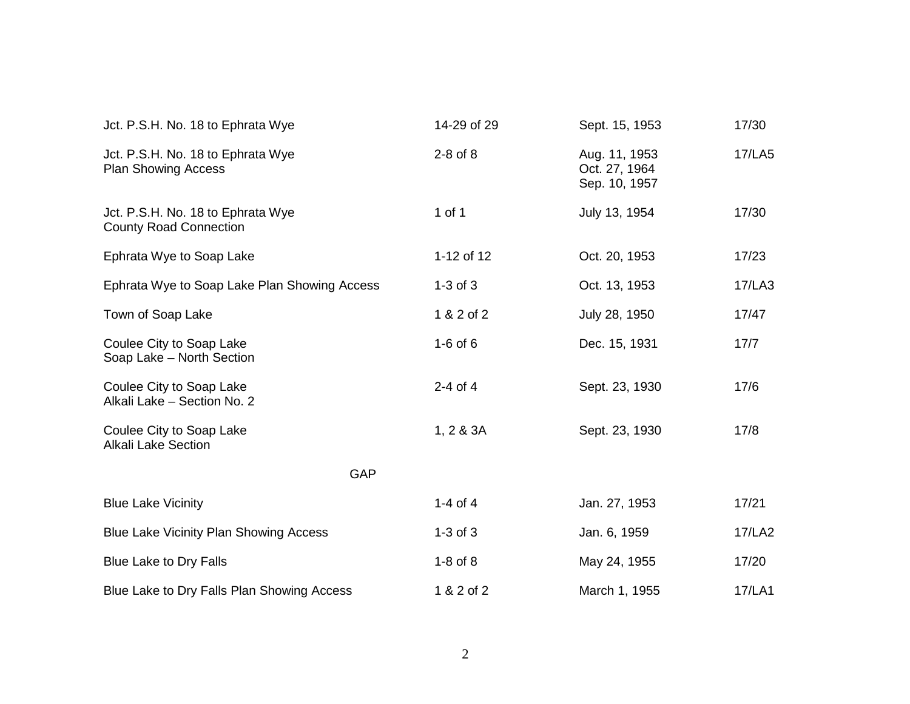| | | | |
|---|---|---|---|
| Jct. P.S.H. No. 18 to Ephrata Wye | 14-29 of 29 | Sept. 15, 1953 | 17/30 |
| Jct. P.S.H. No. 18 to Ephrata Wye Plan Showing Access | 2-8 of 8 | Aug. 11, 1953 Oct. 27, 1964 Sep. 10, 1957 | 17/LA5 |
| Jct. P.S.H. No. 18 to Ephrata Wye County Road Connection | 1 of 1 | July 13, 1954 | 17/30 |
| Ephrata Wye to Soap Lake | 1-12 of 12 | Oct. 20, 1953 | 17/23 |
| Ephrata Wye to Soap Lake Plan Showing Access | 1-3 of 3 | Oct. 13, 1953 | 17/LA3 |
| Town of Soap Lake | 1 & 2 of 2 | July 28, 1950 | 17/47 |
| Coulee City to Soap Lake Soap Lake – North Section | 1-6 of 6 | Dec. 15, 1931 | 17/7 |
| Coulee City to Soap Lake Alkali Lake – Section No. 2 | 2-4 of 4 | Sept. 23, 1930 | 17/6 |
| Coulee City to Soap Lake Alkali Lake Section | 1, 2 & 3A | Sept. 23, 1930 | 17/8 |
| GAP | | | |
| Blue Lake Vicinity | 1-4 of 4 | Jan. 27, 1953 | 17/21 |
| Blue Lake Vicinity Plan Showing Access | 1-3 of 3 | Jan. 6, 1959 | 17/LA2 |
| Blue Lake to Dry Falls | 1-8 of 8 | May 24, 1955 | 17/20 |
| Blue Lake to Dry Falls Plan Showing Access | 1 & 2 of 2 | March 1, 1955 | 17/LA1 |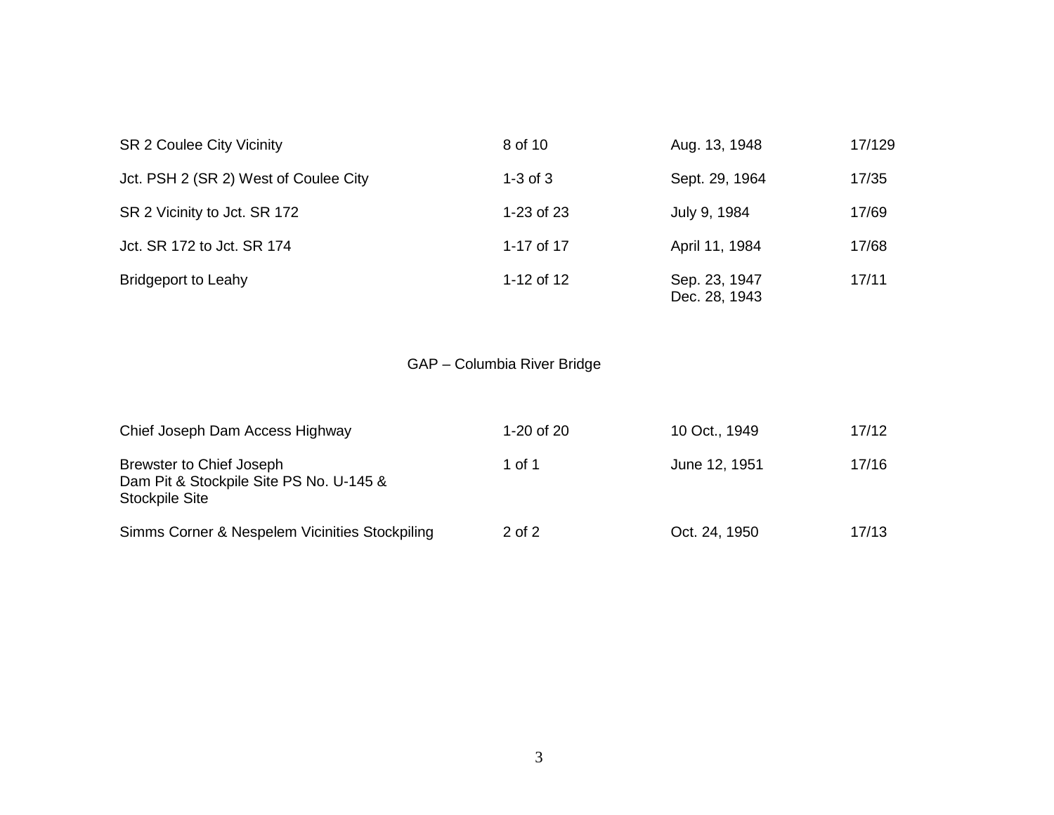| | | | |
|---|---|---|---|
| SR 2 Coulee City Vicinity | 8 of 10 | Aug. 13, 1948 | 17/129 |
| Jct. PSH 2 (SR 2) West of Coulee City | 1-3 of 3 | Sept. 29, 1964 | 17/35 |
| SR 2 Vicinity to Jct. SR 172 | 1-23 of 23 | July 9, 1984 | 17/69 |
| Jct. SR 172 to Jct. SR 174 | 1-17 of 17 | April 11, 1984 | 17/68 |
| Bridgeport to Leahy | 1-12 of 12 | Sep. 23, 1947<br>Dec. 28, 1943 | 17/11 |

GAP – Columbia River Bridge

| | | | |
|---|---|---|---|
| Chief Joseph Dam Access Highway | 1-20 of 20 | 10 Oct., 1949 | 17/12 |
| Brewster to Chief Joseph<br>Dam Pit & Stockpile Site PS No. U-145 &<br>Stockpile Site | 1 of 1 | June 12, 1951 | 17/16 |
| Simms Corner & Nespelem Vicinities Stockpiling | 2 of 2 | Oct. 24, 1950 | 17/13 |